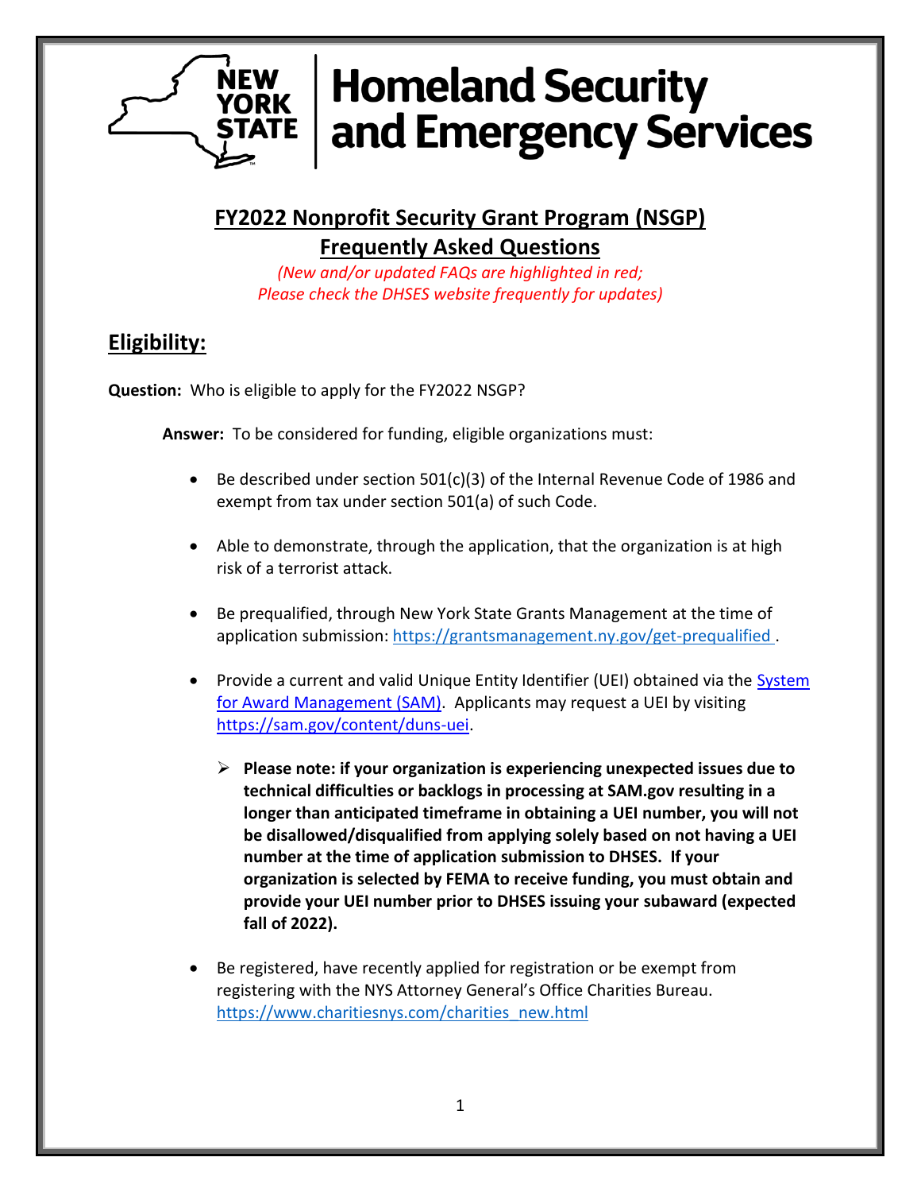# New York State Homeland Security and Emergency Services

## FY2022 Nonprofit Security Grant Program (NSGP) Frequently Asked Questions

*(New and/or updated FAQs are highlighted in red; Please check the DHSES website frequently for updates)*

## Eligibility:

**Question:** Who is eligible to apply for the FY2022 NSGP?

**Answer:** To be considered for funding, eligible organizations must:

- Be described under section 501(c)(3) of the Internal Revenue Code of 1986 and exempt from tax under section 501(a) of such Code.
- Able to demonstrate, through the application, that the organization is at high risk of a terrorist attack.
- Be prequalified, through New York State Grants Management at the time of application submission: https://grantsmanagement.ny.gov/get-prequalified .
- Provide a current and valid Unique Entity Identifier (UEI) obtained via the System for Award Management (SAM). Applicants may request a UEI by visiting https://sam.gov/content/duns-uei.
  - **Please note: if your organization is experiencing unexpected issues due to technical difficulties or backlogs in processing at SAM.gov resulting in a longer than anticipated timeframe in obtaining a UEI number, you will not be disallowed/disqualified from applying solely based on not having a UEI number at the time of application submission to DHSES. If your organization is selected by FEMA to receive funding, you must obtain and provide your UEI number prior to DHSES issuing your subaward (expected fall of 2022).**
- Be registered, have recently applied for registration or be exempt from registering with the NYS Attorney General's Office Charities Bureau. https://www.charitiesnys.com/charities_new.html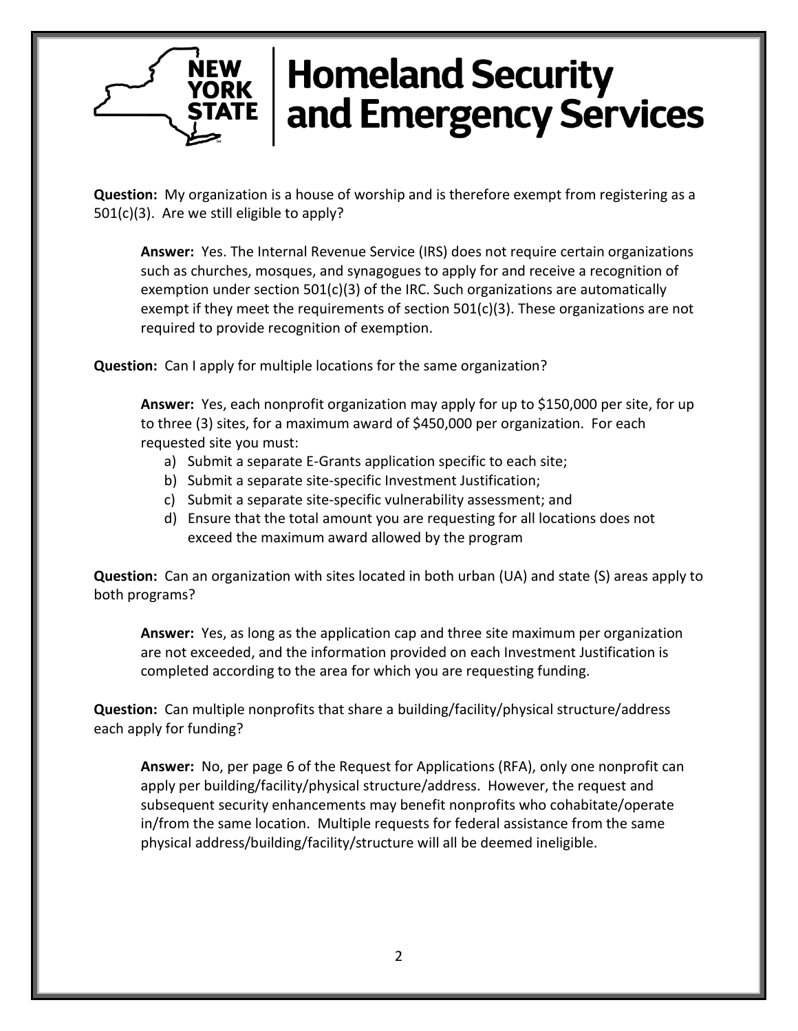**Question:** My organization is a house of worship and is therefore exempt from registering as a 501(c)(3). Are we still eligible to apply?

> **Answer:** Yes. The Internal Revenue Service (IRS) does not require certain organizations such as churches, mosques, and synagogues to apply for and receive a recognition of exemption under section 501(c)(3) of the IRC. Such organizations are automatically exempt if they meet the requirements of section 501(c)(3). These organizations are not required to provide recognition of exemption.

**Question:** Can I apply for multiple locations for the same organization?

> **Answer:** Yes, each nonprofit organization may apply for up to $150,000 per site, for up to three (3) sites, for a maximum award of $450,000 per organization. For each requested site you must:
>
> a) Submit a separate E-Grants application specific to each site;
> b) Submit a separate site-specific Investment Justification;
> c) Submit a separate site-specific vulnerability assessment; and
> d) Ensure that the total amount you are requesting for all locations does not exceed the maximum award allowed by the program

**Question:** Can an organization with sites located in both urban (UA) and state (S) areas apply to both programs?

> **Answer:** Yes, as long as the application cap and three site maximum per organization are not exceeded, and the information provided on each Investment Justification is completed according to the area for which you are requesting funding.

**Question:** Can multiple nonprofits that share a building/facility/physical structure/address each apply for funding?

> **Answer:** No, per page 6 of the Request for Applications (RFA), only one nonprofit can apply per building/facility/physical structure/address. However, the request and subsequent security enhancements may benefit nonprofits who cohabitate/operate in/from the same location. Multiple requests for federal assistance from the same physical address/building/facility/structure will all be deemed ineligible.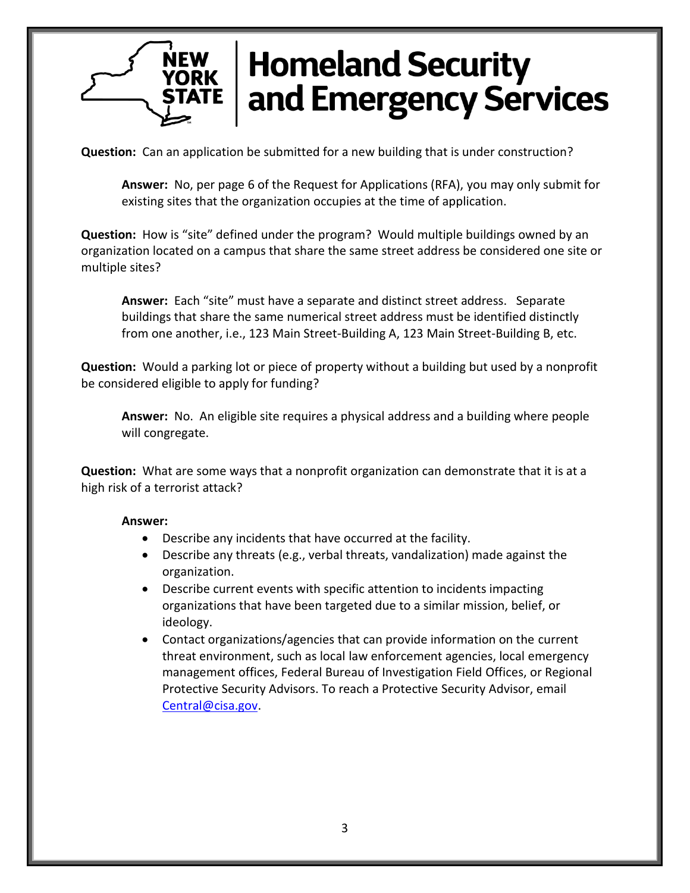**Question:** Can an application be submitted for a new building that is under construction?

> **Answer:** No, per page 6 of the Request for Applications (RFA), you may only submit for existing sites that the organization occupies at the time of application.

**Question:** How is "site" defined under the program? Would multiple buildings owned by an organization located on a campus that share the same street address be considered one site or multiple sites?

> **Answer:** Each "site" must have a separate and distinct street address. Separate buildings that share the same numerical street address must be identified distinctly from one another, i.e., 123 Main Street-Building A, 123 Main Street-Building B, etc.

**Question:** Would a parking lot or piece of property without a building but used by a nonprofit be considered eligible to apply for funding?

> **Answer:** No. An eligible site requires a physical address and a building where people will congregate.

**Question:** What are some ways that a nonprofit organization can demonstrate that it is at a high risk of a terrorist attack?

**Answer:**

- Describe any incidents that have occurred at the facility.
- Describe any threats (e.g., verbal threats, vandalization) made against the organization.
- Describe current events with specific attention to incidents impacting organizations that have been targeted due to a similar mission, belief, or ideology.
- Contact organizations/agencies that can provide information on the current threat environment, such as local law enforcement agencies, local emergency management offices, Federal Bureau of Investigation Field Offices, or Regional Protective Security Advisors. To reach a Protective Security Advisor, email Central@cisa.gov.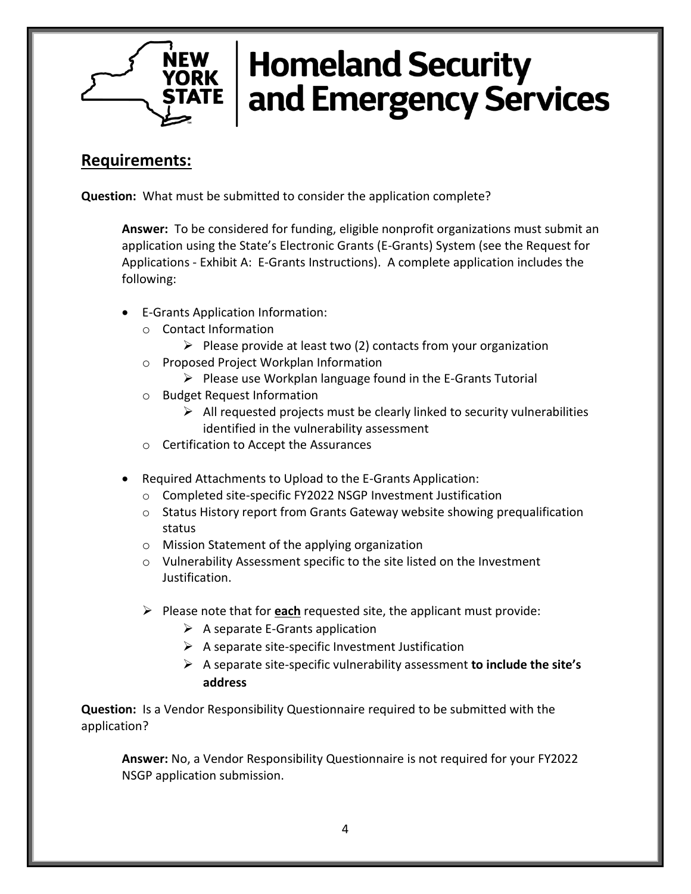## Requirements:

**Question:** What must be submitted to consider the application complete?

**Answer:** To be considered for funding, eligible nonprofit organizations must submit an application using the State's Electronic Grants (E-Grants) System (see the Request for Applications - Exhibit A: E-Grants Instructions). A complete application includes the following:

- E-Grants Application Information:
  - Contact Information
    - Please provide at least two (2) contacts from your organization
  - Proposed Project Workplan Information
    - Please use Workplan language found in the E-Grants Tutorial
  - Budget Request Information
    - All requested projects must be clearly linked to security vulnerabilities identified in the vulnerability assessment
  - Certification to Accept the Assurances

- Required Attachments to Upload to the E-Grants Application:
  - Completed site-specific FY2022 NSGP Investment Justification
  - Status History report from Grants Gateway website showing prequalification status
  - Mission Statement of the applying organization
  - Vulnerability Assessment specific to the site listed on the Investment Justification.

  - Please note that for **each** requested site, the applicant must provide:
    - A separate E-Grants application
    - A separate site-specific Investment Justification
    - A separate site-specific vulnerability assessment **to include the site's address**

**Question:** Is a Vendor Responsibility Questionnaire required to be submitted with the application?

**Answer:** No, a Vendor Responsibility Questionnaire is not required for your FY2022 NSGP application submission.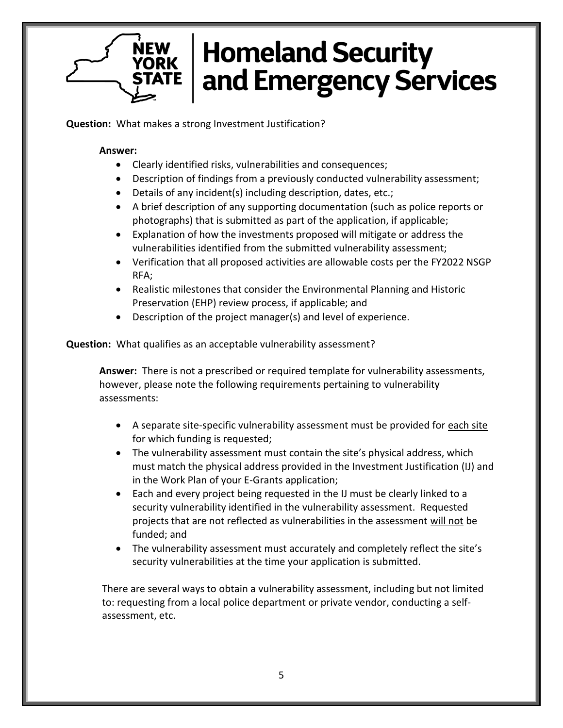**Question:** What makes a strong Investment Justification?

**Answer:**

- Clearly identified risks, vulnerabilities and consequences;
- Description of findings from a previously conducted vulnerability assessment;
- Details of any incident(s) including description, dates, etc.;
- A brief description of any supporting documentation (such as police reports or photographs) that is submitted as part of the application, if applicable;
- Explanation of how the investments proposed will mitigate or address the vulnerabilities identified from the submitted vulnerability assessment;
- Verification that all proposed activities are allowable costs per the FY2022 NSGP RFA;
- Realistic milestones that consider the Environmental Planning and Historic Preservation (EHP) review process, if applicable; and
- Description of the project manager(s) and level of experience.

**Question:** What qualifies as an acceptable vulnerability assessment?

**Answer:** There is not a prescribed or required template for vulnerability assessments, however, please note the following requirements pertaining to vulnerability assessments:

- A separate site-specific vulnerability assessment must be provided for each site for which funding is requested;
- The vulnerability assessment must contain the site's physical address, which must match the physical address provided in the Investment Justification (IJ) and in the Work Plan of your E-Grants application;
- Each and every project being requested in the IJ must be clearly linked to a security vulnerability identified in the vulnerability assessment. Requested projects that are not reflected as vulnerabilities in the assessment will not be funded; and
- The vulnerability assessment must accurately and completely reflect the site's security vulnerabilities at the time your application is submitted.

There are several ways to obtain a vulnerability assessment, including but not limited to: requesting from a local police department or private vendor, conducting a self-assessment, etc.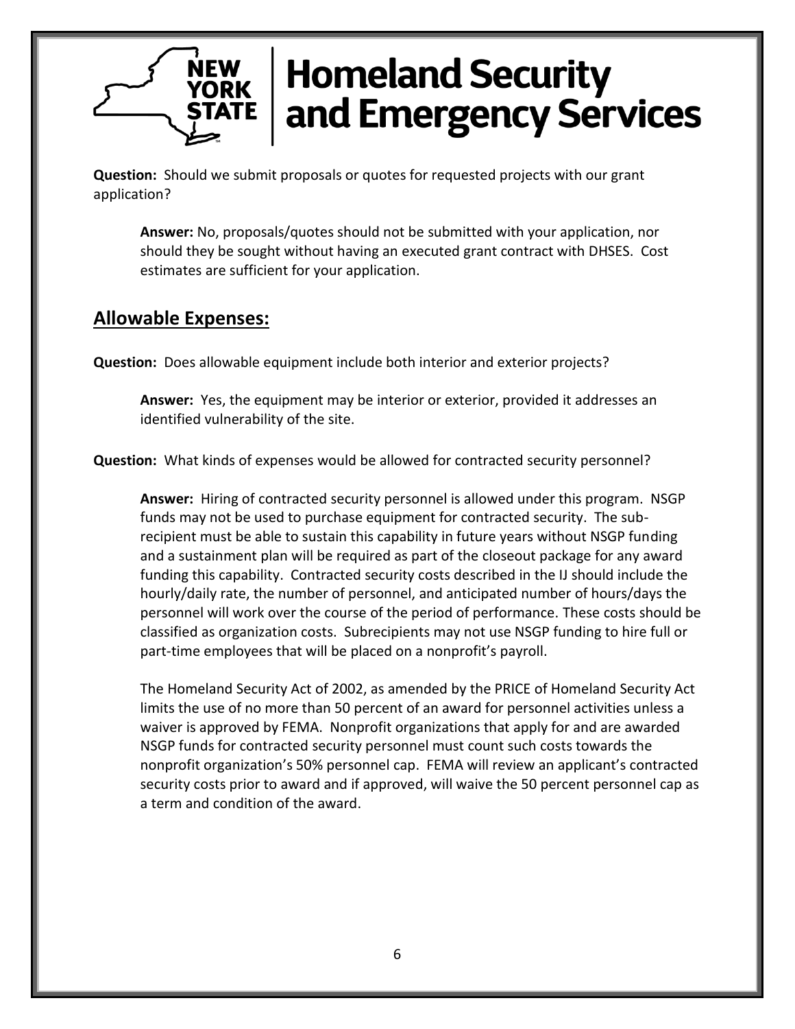**Question:** Should we submit proposals or quotes for requested projects with our grant application?

> **Answer:** No, proposals/quotes should not be submitted with your application, nor should they be sought without having an executed grant contract with DHSES. Cost estimates are sufficient for your application.

## Allowable Expenses:

**Question:** Does allowable equipment include both interior and exterior projects?

> **Answer:** Yes, the equipment may be interior or exterior, provided it addresses an identified vulnerability of the site.

**Question:** What kinds of expenses would be allowed for contracted security personnel?

> **Answer:** Hiring of contracted security personnel is allowed under this program. NSGP funds may not be used to purchase equipment for contracted security. The sub-recipient must be able to sustain this capability in future years without NSGP funding and a sustainment plan will be required as part of the closeout package for any award funding this capability. Contracted security costs described in the IJ should include the hourly/daily rate, the number of personnel, and anticipated number of hours/days the personnel will work over the course of the period of performance. These costs should be classified as organization costs. Subrecipients may not use NSGP funding to hire full or part-time employees that will be placed on a nonprofit's payroll.
>
> The Homeland Security Act of 2002, as amended by the PRICE of Homeland Security Act limits the use of no more than 50 percent of an award for personnel activities unless a waiver is approved by FEMA. Nonprofit organizations that apply for and are awarded NSGP funds for contracted security personnel must count such costs towards the nonprofit organization's 50% personnel cap. FEMA will review an applicant's contracted security costs prior to award and if approved, will waive the 50 percent personnel cap as a term and condition of the award.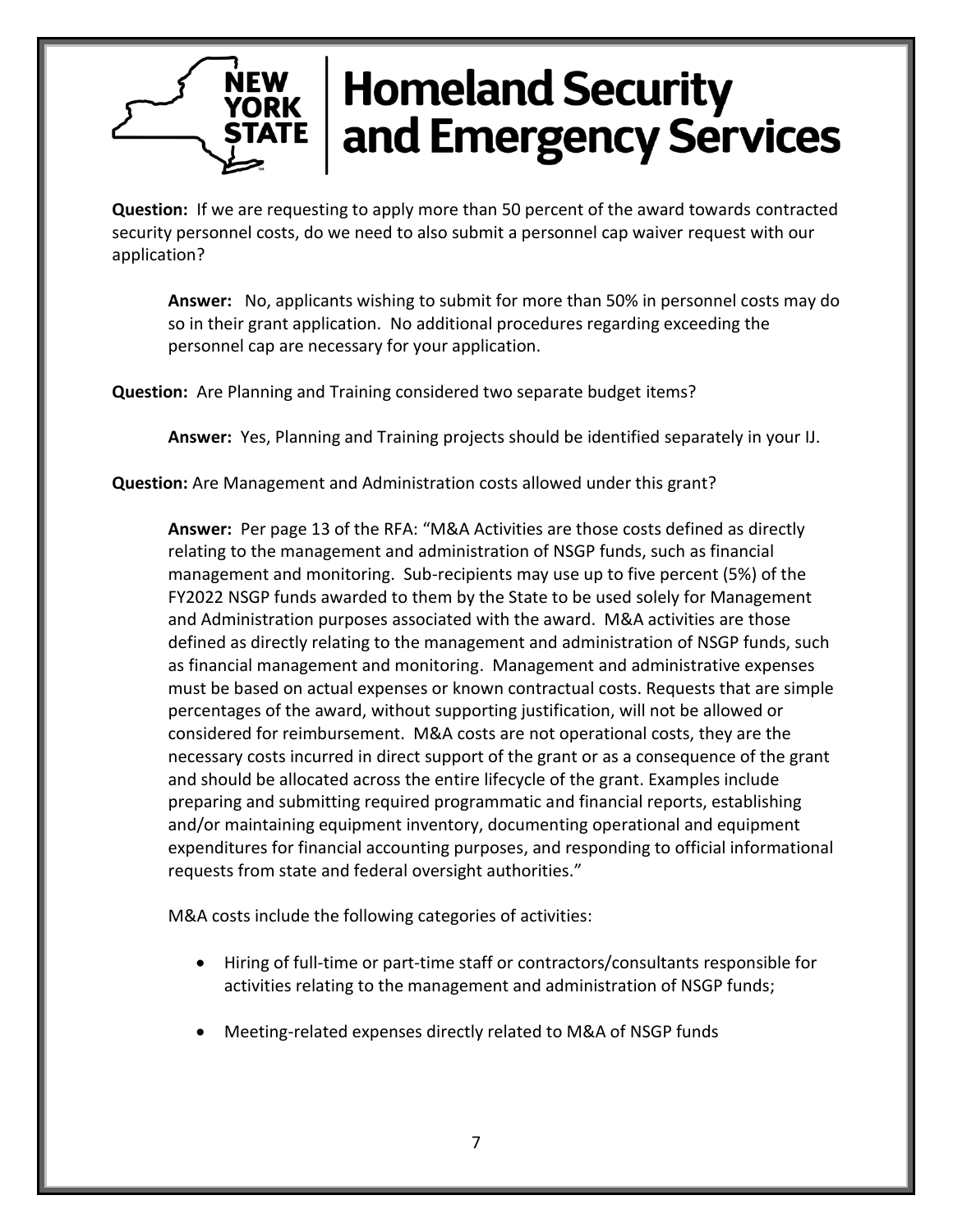**Question:** If we are requesting to apply more than 50 percent of the award towards contracted security personnel costs, do we need to also submit a personnel cap waiver request with our application?

> **Answer:** No, applicants wishing to submit for more than 50% in personnel costs may do so in their grant application. No additional procedures regarding exceeding the personnel cap are necessary for your application.

**Question:** Are Planning and Training considered two separate budget items?

> **Answer:** Yes, Planning and Training projects should be identified separately in your IJ.

**Question:** Are Management and Administration costs allowed under this grant?

> **Answer:** Per page 13 of the RFA: "M&A Activities are those costs defined as directly relating to the management and administration of NSGP funds, such as financial management and monitoring. Sub-recipients may use up to five percent (5%) of the FY2022 NSGP funds awarded to them by the State to be used solely for Management and Administration purposes associated with the award. M&A activities are those defined as directly relating to the management and administration of NSGP funds, such as financial management and monitoring. Management and administrative expenses must be based on actual expenses or known contractual costs. Requests that are simple percentages of the award, without supporting justification, will not be allowed or considered for reimbursement. M&A costs are not operational costs, they are the necessary costs incurred in direct support of the grant or as a consequence of the grant and should be allocated across the entire lifecycle of the grant. Examples include preparing and submitting required programmatic and financial reports, establishing and/or maintaining equipment inventory, documenting operational and equipment expenditures for financial accounting purposes, and responding to official informational requests from state and federal oversight authorities."
>
> M&A costs include the following categories of activities:
>
> - Hiring of full-time or part-time staff or contractors/consultants responsible for activities relating to the management and administration of NSGP funds;
> - Meeting-related expenses directly related to M&A of NSGP funds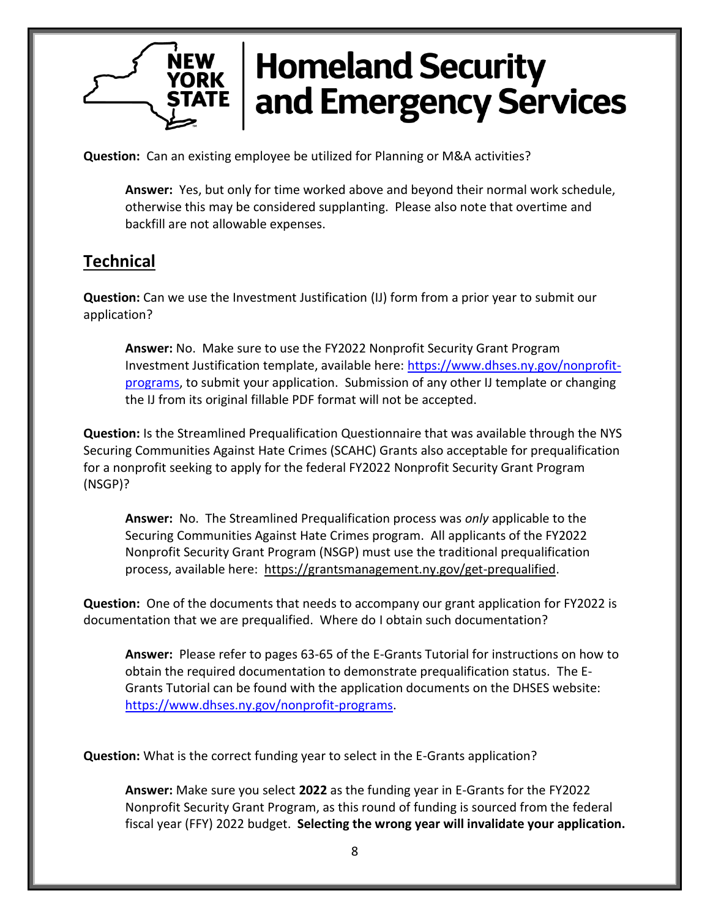**Question:** Can an existing employee be utilized for Planning or M&A activities?

> **Answer:** Yes, but only for time worked above and beyond their normal work schedule, otherwise this may be considered supplanting. Please also note that overtime and backfill are not allowable expenses.

## Technical

**Question:** Can we use the Investment Justification (IJ) form from a prior year to submit our application?

> **Answer:** No. Make sure to use the FY2022 Nonprofit Security Grant Program Investment Justification template, available here: [https://www.dhses.ny.gov/nonprofit-programs](https://www.dhses.ny.gov/nonprofit-programs), to submit your application. Submission of any other IJ template or changing the IJ from its original fillable PDF format will not be accepted.

**Question:** Is the Streamlined Prequalification Questionnaire that was available through the NYS Securing Communities Against Hate Crimes (SCAHC) Grants also acceptable for prequalification for a nonprofit seeking to apply for the federal FY2022 Nonprofit Security Grant Program (NSGP)?

> **Answer:** No. The Streamlined Prequalification process was *only* applicable to the Securing Communities Against Hate Crimes program. All applicants of the FY2022 Nonprofit Security Grant Program (NSGP) must use the traditional prequalification process, available here: https://grantsmanagement.ny.gov/get-prequalified.

**Question:** One of the documents that needs to accompany our grant application for FY2022 is documentation that we are prequalified. Where do I obtain such documentation?

> **Answer:** Please refer to pages 63-65 of the E-Grants Tutorial for instructions on how to obtain the required documentation to demonstrate prequalification status. The E-Grants Tutorial can be found with the application documents on the DHSES website: [https://www.dhses.ny.gov/nonprofit-programs](https://www.dhses.ny.gov/nonprofit-programs).

**Question:** What is the correct funding year to select in the E-Grants application?

> **Answer:** Make sure you select **2022** as the funding year in E-Grants for the FY2022 Nonprofit Security Grant Program, as this round of funding is sourced from the federal fiscal year (FFY) 2022 budget. **Selecting the wrong year will invalidate your application.**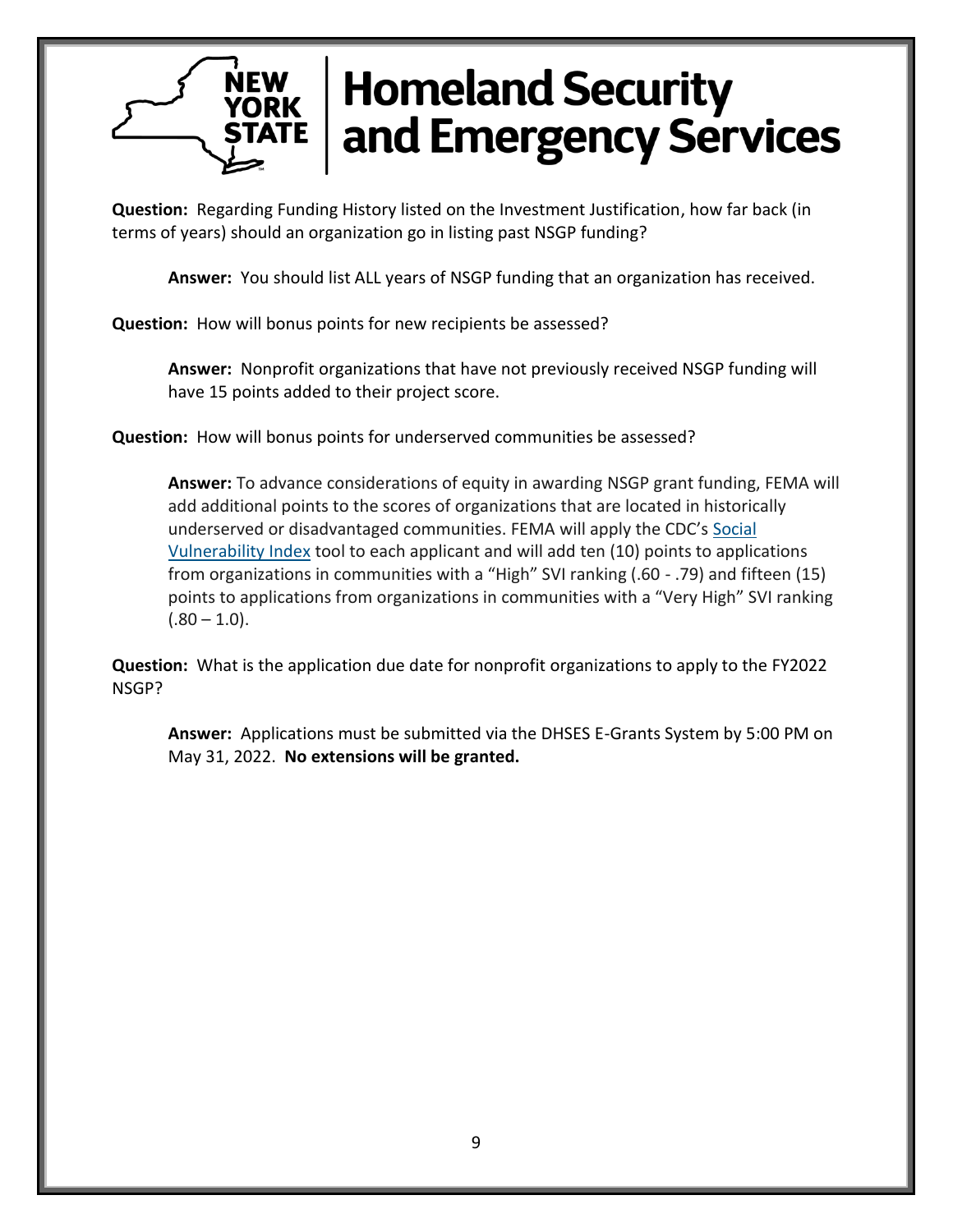**Question:** Regarding Funding History listed on the Investment Justification, how far back (in terms of years) should an organization go in listing past NSGP funding?

> **Answer:** You should list ALL years of NSGP funding that an organization has received.

**Question:** How will bonus points for new recipients be assessed?

> **Answer:** Nonprofit organizations that have not previously received NSGP funding will have 15 points added to their project score.

**Question:** How will bonus points for underserved communities be assessed?

> **Answer:** To advance considerations of equity in awarding NSGP grant funding, FEMA will add additional points to the scores of organizations that are located in historically underserved or disadvantaged communities. FEMA will apply the CDC's Social Vulnerability Index tool to each applicant and will add ten (10) points to applications from organizations in communities with a "High" SVI ranking (.60 - .79) and fifteen (15) points to applications from organizations in communities with a "Very High" SVI ranking (.80 – 1.0).

**Question:** What is the application due date for nonprofit organizations to apply to the FY2022 NSGP?

> **Answer:** Applications must be submitted via the DHSES E-Grants System by 5:00 PM on May 31, 2022. **No extensions will be granted.**